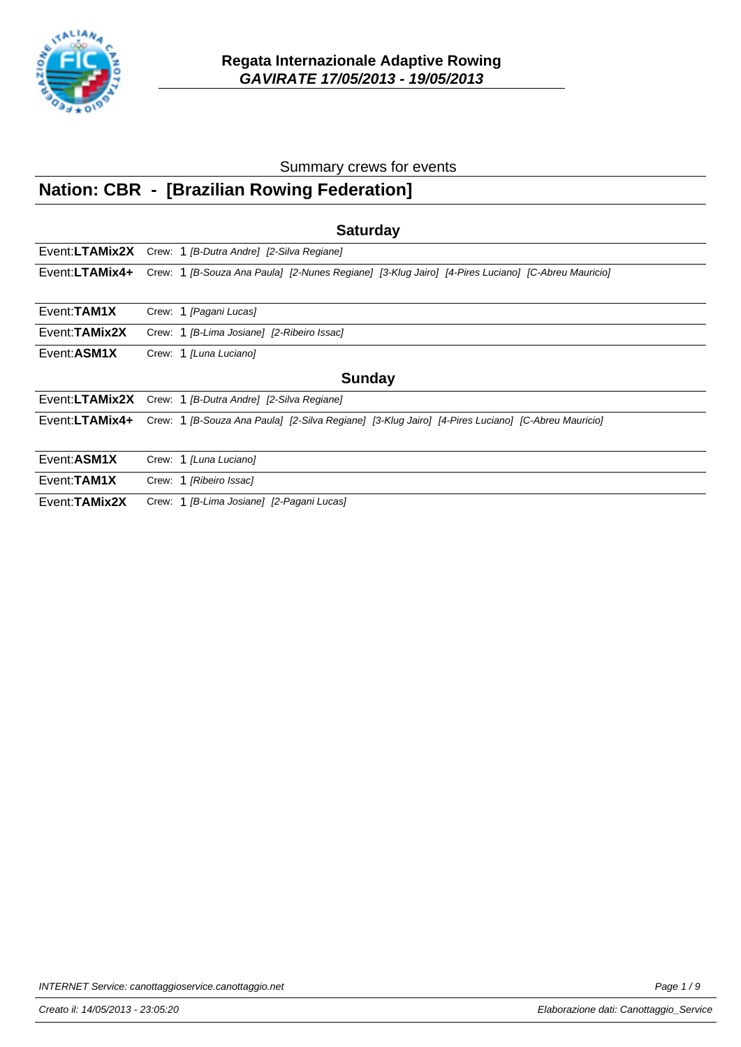# Regata Internazionale Adaptive Rowing
## *GAVIRATE 17/05/2013 - 19/05/2013*

Summary crews for events

## Nation: CBR - [Brazilian Rowing Federation]

### Saturday

| Event | Crew |
|---|---|
| Event:**LTAMix2X** | Crew: 1 *[B-Dutra Andre] [2-Silva Regiane]* |
| Event:**LTAMix4+** | Crew: 1 *[B-Souza Ana Paula] [2-Nunes Regiane] [3-Klug Jairo] [4-Pires Luciano] [C-Abreu Mauricio]* |
| Event:**TAM1X** | Crew: 1 *[Pagani Lucas]* |
| Event:**TAMix2X** | Crew: 1 *[B-Lima Josiane] [2-Ribeiro Issac]* |
| Event:**ASM1X** | Crew: 1 *[Luna Luciano]* |

### Sunday

| Event | Crew |
|---|---|
| Event:**LTAMix2X** | Crew: 1 *[B-Dutra Andre] [2-Silva Regiane]* |
| Event:**LTAMix4+** | Crew: 1 *[B-Souza Ana Paula] [2-Silva Regiane] [3-Klug Jairo] [4-Pires Luciano] [C-Abreu Mauricio]* |
| Event:**ASM1X** | Crew: 1 *[Luna Luciano]* |
| Event:**TAM1X** | Crew: 1 *[Ribeiro Issac]* |
| Event:**TAMix2X** | Crew: 1 *[B-Lima Josiane] [2-Pagani Lucas]* |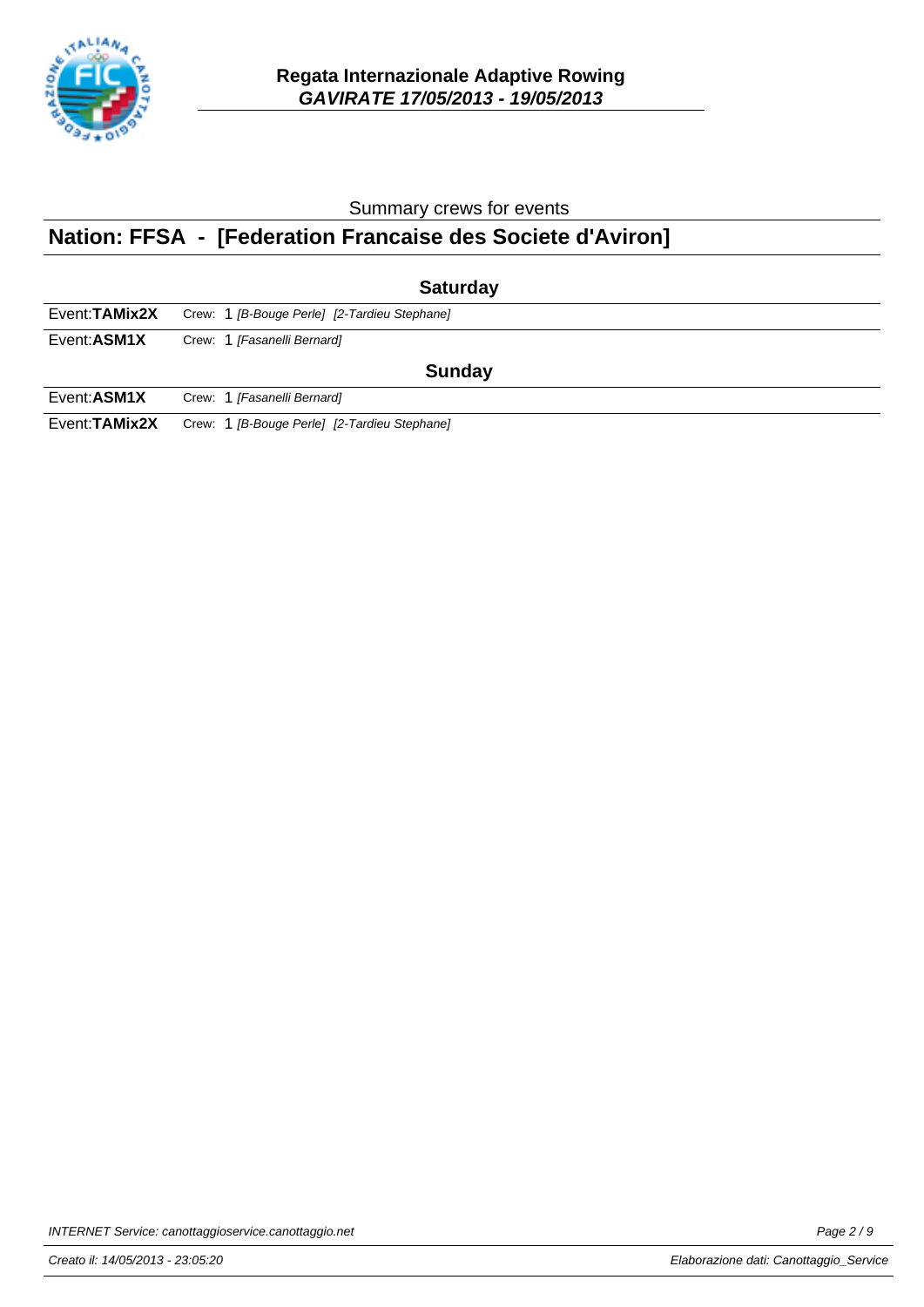# Regata Internazionale Adaptive Rowing
## *GAVIRATE 17/05/2013 - 19/05/2013*

Summary crews for events

## Nation: FFSA - [Federation Francaise des Societe d'Aviron]

### Saturday

| Event | Crew |
|---|---|
| Event:**TAMix2X** | Crew: 1 *[B-Bouge Perle] [2-Tardieu Stephane]* |
| Event:**ASM1X** | Crew: 1 *[Fasanelli Bernard]* |

### Sunday

| Event | Crew |
|---|---|
| Event:**ASM1X** | Crew: 1 *[Fasanelli Bernard]* |
| Event:**TAMix2X** | Crew: 1 *[B-Bouge Perle] [2-Tardieu Stephane]* |

*INTERNET Service: canottaggioservice.canottaggio.net*

*Creato il: 14/05/2013 - 23:05:20* *Elaborazione dati: Canottaggio_Service*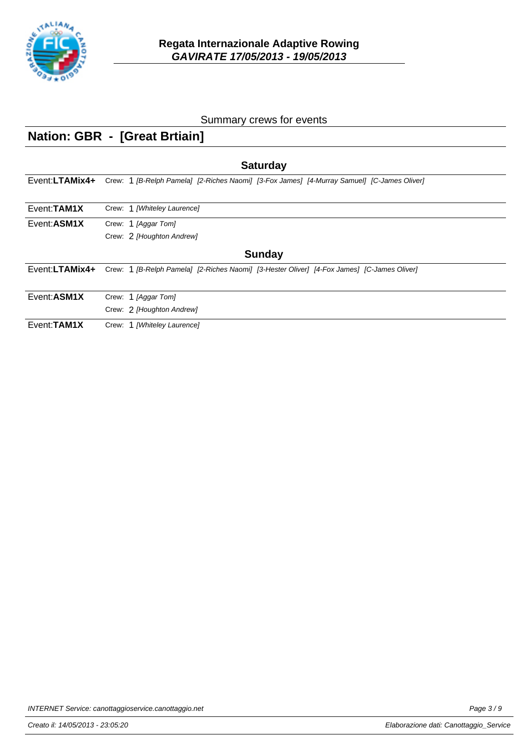# Regata Internazionale Adaptive Rowing
## *GAVIRATE 17/05/2013 - 19/05/2013*

Summary crews for events

## Nation: GBR - [Great Brtiain]

### Saturday

| Event | Crew |
| --- | --- |
| Event:**LTAMix4+** | Crew: 1 *[B-Relph Pamela] [2-Riches Naomi] [3-Fox James] [4-Murray Samuel] [C-James Oliver]* |
| Event:**TAM1X** | Crew: 1 *[Whiteley Laurence]* |
| Event:**ASM1X** | Crew: 1 *[Aggar Tom]* |
| | Crew: 2 *[Houghton Andrew]* |

### Sunday

| Event | Crew |
| --- | --- |
| Event:**LTAMix4+** | Crew: 1 *[B-Relph Pamela] [2-Riches Naomi] [3-Hester Oliver] [4-Fox James] [C-James Oliver]* |
| Event:**ASM1X** | Crew: 1 *[Aggar Tom]* |
| | Crew: 2 *[Houghton Andrew]* |
| Event:**TAM1X** | Crew: 1 *[Whiteley Laurence]* |

*INTERNET Service: canottaggioservice.canottaggio.net*

*Creato il: 14/05/2013 - 23:05:20*

*Elaborazione dati: Canottaggio_Service*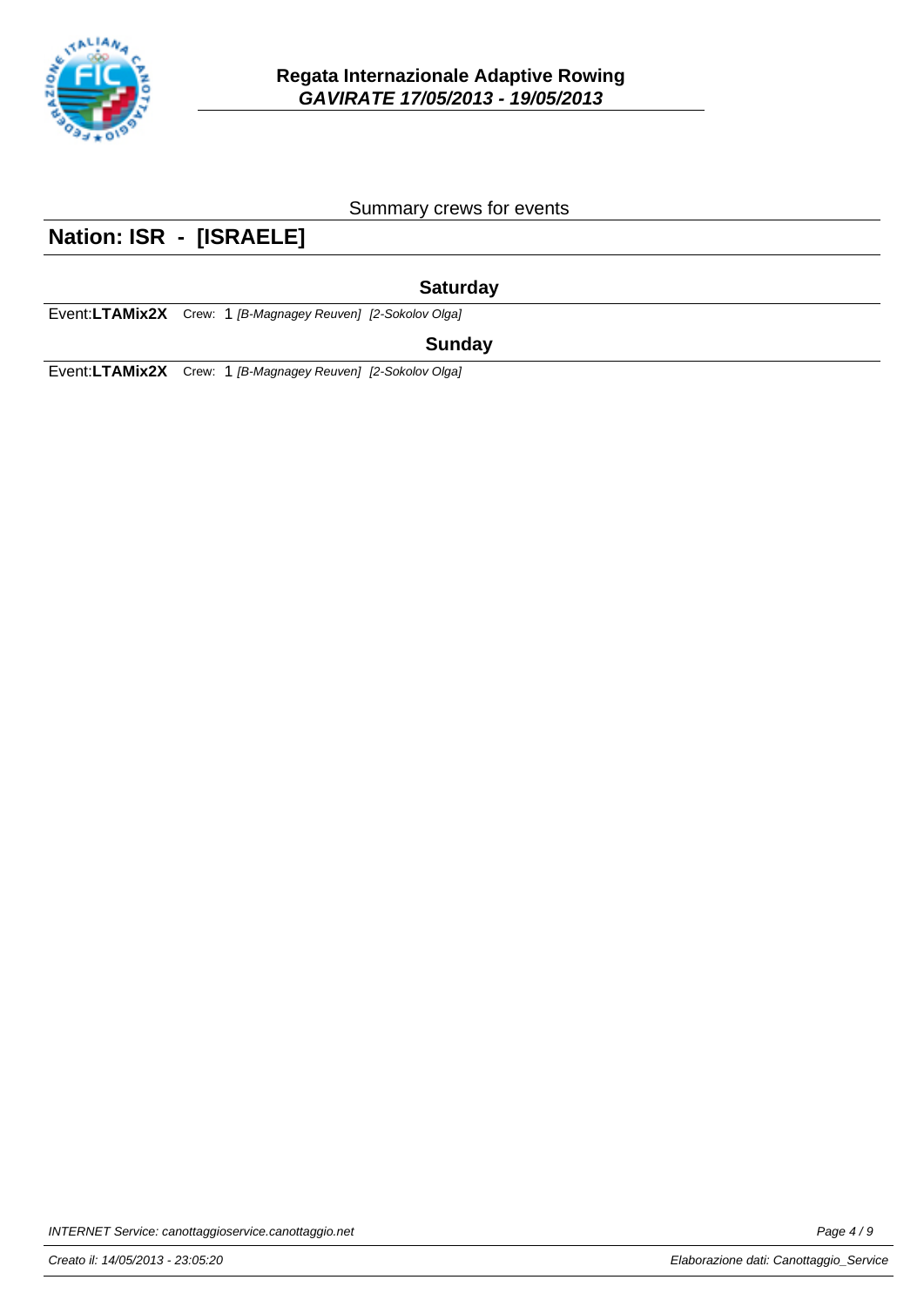Summary crews for events

## Nation: ISR - [ISRAELE]

### Saturday

Event:**LTAMix2X** Crew: 1 *[B-Magnagey Reuven] [2-Sokolov Olga]*

### Sunday

Event:**LTAMix2X** Crew: 1 *[B-Magnagey Reuven] [2-Sokolov Olga]*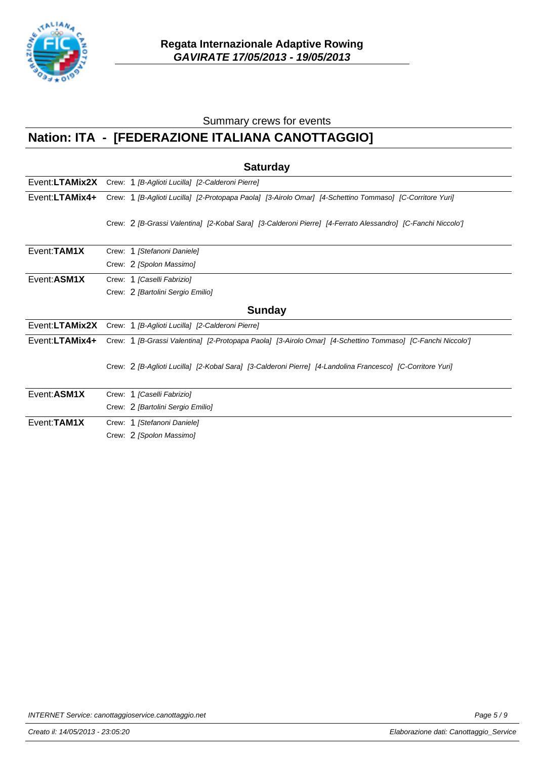**Regata Internazionale Adaptive Rowing**
***GAVIRATE 17/05/2013 - 19/05/2013***

Summary crews for events

## Nation: ITA - [FEDERAZIONE ITALIANA CANOTTAGGIO]

### Saturday

| Event | Crew |
|---|---|
| Event:**LTAMix2X** | Crew: 1 *[B-Aglioti Lucilla] [2-Calderoni Pierre]* |
| Event:**LTAMix4+** | Crew: 1 *[B-Aglioti Lucilla] [2-Protopapa Paola] [3-Airolo Omar] [4-Schettino Tommaso] [C-Corritore Yuri]* |
| | Crew: 2 *[B-Grassi Valentina] [2-Kobal Sara] [3-Calderoni Pierre] [4-Ferrato Alessandro] [C-Fanchi Niccolo']* |
| Event:**TAM1X** | Crew: 1 *[Stefanoni Daniele]* |
| | Crew: 2 *[Spolon Massimo]* |
| Event:**ASM1X** | Crew: 1 *[Caselli Fabrizio]* |
| | Crew: 2 *[Bartolini Sergio Emilio]* |

### Sunday

| Event | Crew |
|---|---|
| Event:**LTAMix2X** | Crew: 1 *[B-Aglioti Lucilla] [2-Calderoni Pierre]* |
| Event:**LTAMix4+** | Crew: 1 *[B-Grassi Valentina] [2-Protopapa Paola] [3-Airolo Omar] [4-Schettino Tommaso] [C-Fanchi Niccolo']* |
| | Crew: 2 *[B-Aglioti Lucilla] [2-Kobal Sara] [3-Calderoni Pierre] [4-Landolina Francesco] [C-Corritore Yuri]* |
| Event:**ASM1X** | Crew: 1 *[Caselli Fabrizio]* |
| | Crew: 2 *[Bartolini Sergio Emilio]* |
| Event:**TAM1X** | Crew: 1 *[Stefanoni Daniele]* |
| | Crew: 2 *[Spolon Massimo]* |

*INTERNET Service: canottaggioservice.canottaggio.net*

*Creato il: 14/05/2013 - 23:05:20* — *Elaborazione dati: Canottaggio_Service*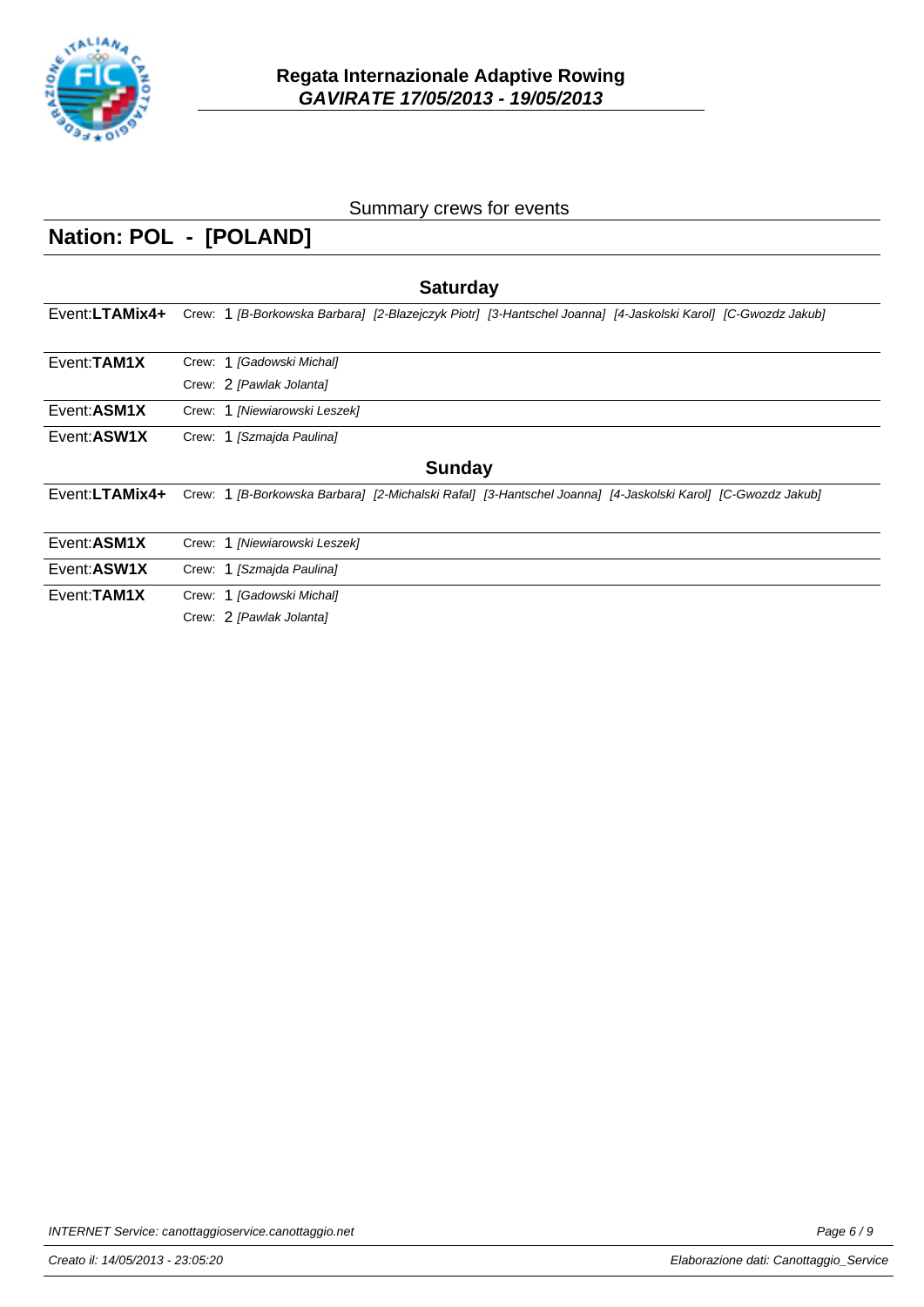# Regata Internazionale Adaptive Rowing

## *GAVIRATE 17/05/2013 - 19/05/2013*

Summary crews for events

## Nation: POL - [POLAND]

### Saturday

| Event | Crew |
|---|---|
| Event:**LTAMix4+** | Crew: 1 *[B-Borkowska Barbara] [2-Blazejczyk Piotr] [3-Hantschel Joanna] [4-Jaskolski Karol] [C-Gwozdz Jakub]* |
| Event:**TAM1X** | Crew: 1 *[Gadowski Michal]* |
| | Crew: 2 *[Pawlak Jolanta]* |
| Event:**ASM1X** | Crew: 1 *[Niewiarowski Leszek]* |
| Event:**ASW1X** | Crew: 1 *[Szmajda Paulina]* |

### Sunday

| Event | Crew |
|---|---|
| Event:**LTAMix4+** | Crew: 1 *[B-Borkowska Barbara] [2-Michalski Rafal] [3-Hantschel Joanna] [4-Jaskolski Karol] [C-Gwozdz Jakub]* |
| Event:**ASM1X** | Crew: 1 *[Niewiarowski Leszek]* |
| Event:**ASW1X** | Crew: 1 *[Szmajda Paulina]* |
| Event:**TAM1X** | Crew: 1 *[Gadowski Michal]* |
| | Crew: 2 *[Pawlak Jolanta]* |

*INTERNET Service: canottaggioservice.canottaggio.net*

*Creato il: 14/05/2013 - 23:05:20* — *Elaborazione dati: Canottaggio_Service*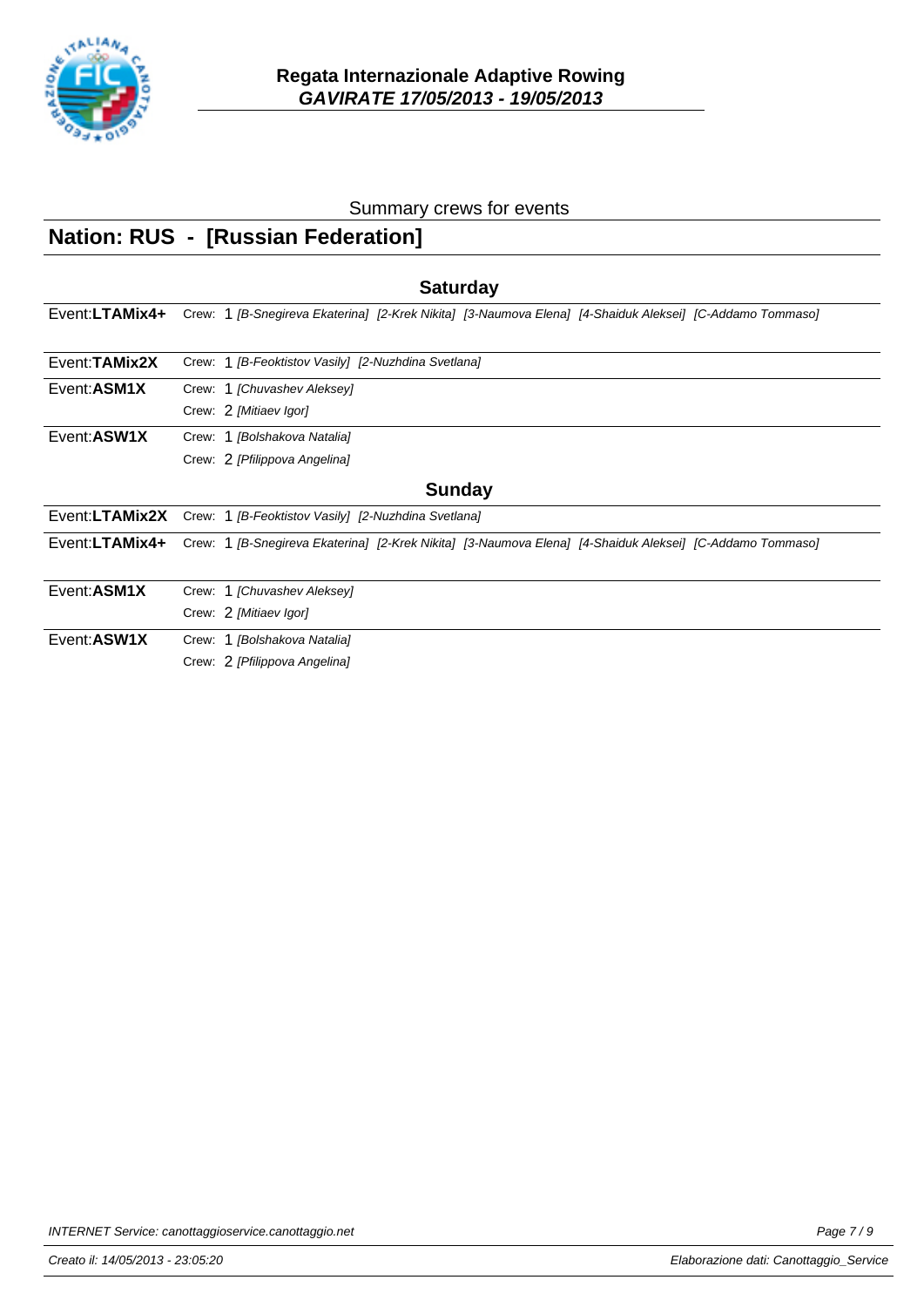**Regata Internazionale Adaptive Rowing**
***GAVIRATE 17/05/2013 - 19/05/2013***

Summary crews for events

## Nation: RUS - [Russian Federation]

### Saturday

| Event | Crew |
|---|---|
| Event:**LTAMix4+** | Crew: 1 *[B-Snegireva Ekaterina] [2-Krek Nikita] [3-Naumova Elena] [4-Shaiduk Aleksei] [C-Addamo Tommaso]* |
| Event:**TAMix2X** | Crew: 1 *[B-Feoktistov Vasily] [2-Nuzhdina Svetlana]* |
| Event:**ASM1X** | Crew: 1 *[Chuvashev Aleksey]* |
| | Crew: 2 *[Mitiaev Igor]* |
| Event:**ASW1X** | Crew: 1 *[Bolshakova Natalia]* |
| | Crew: 2 *[Pfilippova Angelina]* |

### Sunday

| Event | Crew |
|---|---|
| Event:**LTAMix2X** | Crew: 1 *[B-Feoktistov Vasily] [2-Nuzhdina Svetlana]* |
| Event:**LTAMix4+** | Crew: 1 *[B-Snegireva Ekaterina] [2-Krek Nikita] [3-Naumova Elena] [4-Shaiduk Aleksei] [C-Addamo Tommaso]* |
| Event:**ASM1X** | Crew: 1 *[Chuvashev Aleksey]* |
| | Crew: 2 *[Mitiaev Igor]* |
| Event:**ASW1X** | Crew: 1 *[Bolshakova Natalia]* |
| | Crew: 2 *[Pfilippova Angelina]* |

*INTERNET Service: canottaggioservice.canottaggio.net*

*Creato il: 14/05/2013 - 23:05:20* *Elaborazione dati: Canottaggio_Service*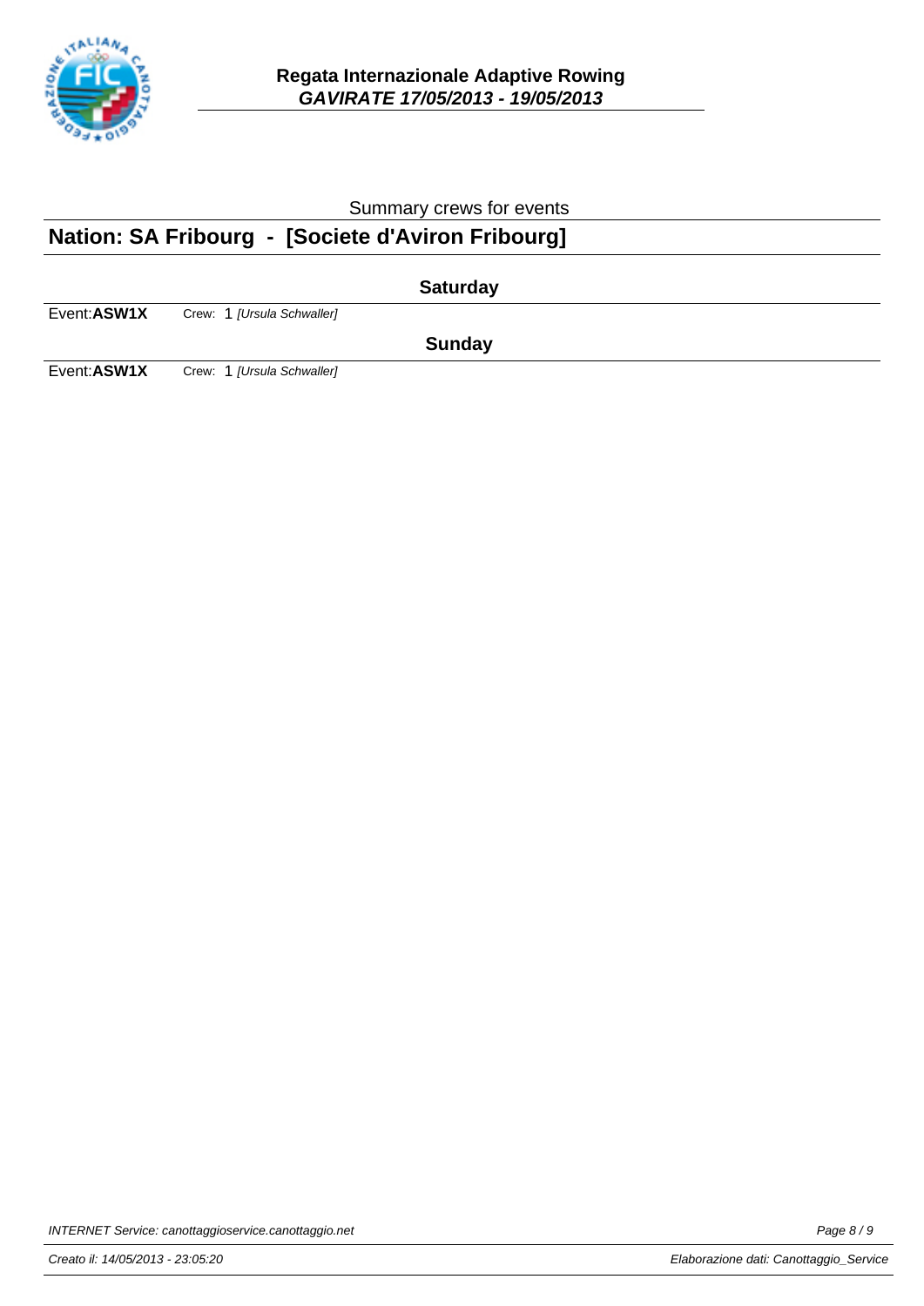**Regata Internazionale Adaptive Rowing**
***GAVIRATE 17/05/2013 - 19/05/2013***

Summary crews for events

## Nation: SA Fribourg - [Societe d'Aviron Fribourg]

### Saturday

Event: **ASW1X** Crew: 1 *[Ursula Schwaller]*

### Sunday

Event: **ASW1X** Crew: 1 *[Ursula Schwaller]*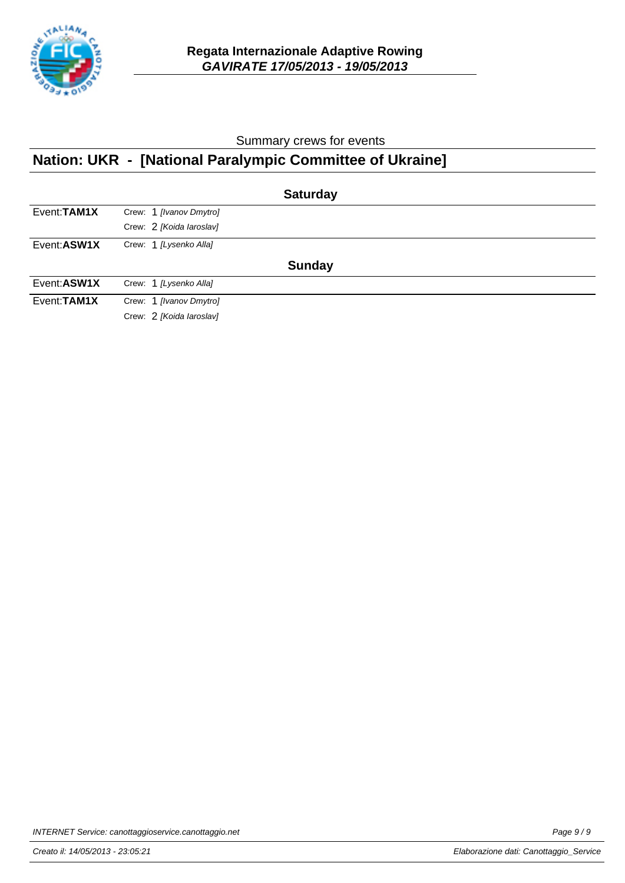Summary crews for events

## Nation: UKR - [National Paralympic Committee of Ukraine]

### Saturday

| | |
|---|---|
| Event:**TAM1X** | Crew: 1 *[Ivanov Dmytro]* |
| | Crew: 2 *[Koida Iaroslav]* |
| Event:**ASW1X** | Crew: 1 *[Lysenko Alla]* |

### Sunday

| | |
|---|---|
| Event:**ASW1X** | Crew: 1 *[Lysenko Alla]* |
| Event:**TAM1X** | Crew: 1 *[Ivanov Dmytro]* |
| | Crew: 2 *[Koida Iaroslav]* |